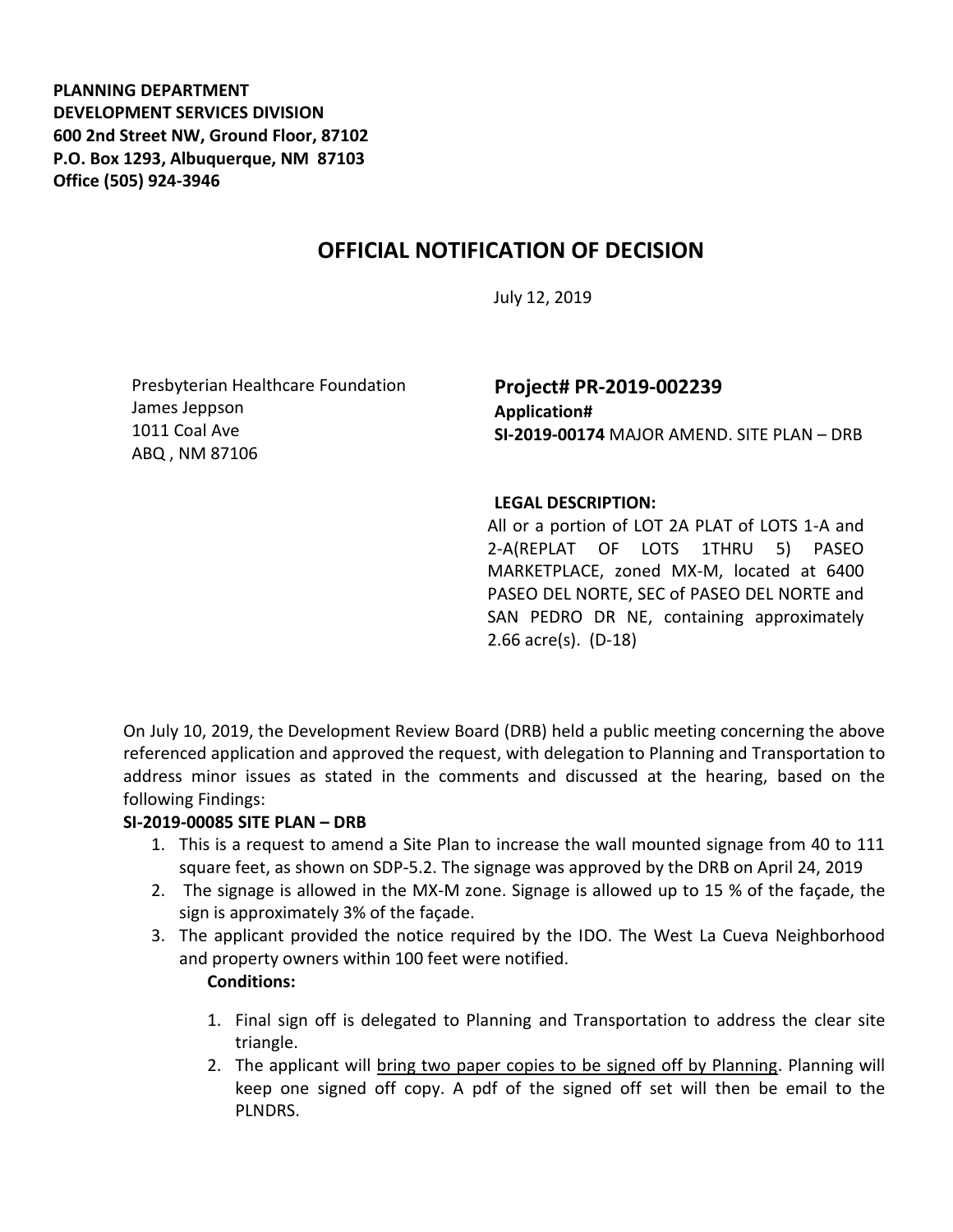**PLANNING DEPARTMENT**
**DEVELOPMENT SERVICES DIVISION**
**600 2nd Street NW, Ground Floor, 87102**
**P.O. Box 1293, Albuquerque, NM 87103**
**Office (505) 924-3946**

# OFFICIAL NOTIFICATION OF DECISION

July 12, 2019

Presbyterian Healthcare Foundation
James Jeppson
1011 Coal Ave
ABQ , NM 87106

## Project# PR-2019-002239

**Application#**
**SI-2019-00174** MAJOR AMEND. SITE PLAN – DRB

**LEGAL DESCRIPTION:**
All or a portion of LOT 2A PLAT of LOTS 1-A and 2-A(REPLAT OF LOTS 1THRU 5) PASEO MARKETPLACE, zoned MX-M, located at 6400 PASEO DEL NORTE, SEC of PASEO DEL NORTE and SAN PEDRO DR NE, containing approximately 2.66 acre(s). (D-18)

On July 10, 2019, the Development Review Board (DRB) held a public meeting concerning the above referenced application and approved the request, with delegation to Planning and Transportation to address minor issues as stated in the comments and discussed at the hearing, based on the following Findings:

**SI-2019-00085 SITE PLAN – DRB**

1. This is a request to amend a Site Plan to increase the wall mounted signage from 40 to 111 square feet, as shown on SDP-5.2. The signage was approved by the DRB on April 24, 2019
2. The signage is allowed in the MX-M zone. Signage is allowed up to 15 % of the façade, the sign is approximately 3% of the façade.
3. The applicant provided the notice required by the IDO. The West La Cueva Neighborhood and property owners within 100 feet were notified.

**Conditions:**

1. Final sign off is delegated to Planning and Transportation to address the clear site triangle.
2. The applicant will <u>bring two paper copies to be signed off by Planning</u>. Planning will keep one signed off copy. A pdf of the signed off set will then be email to the PLNDRS.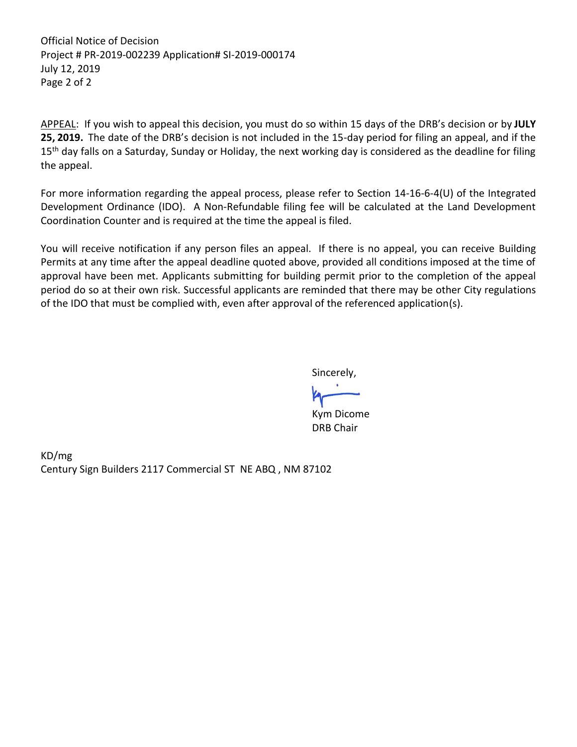APPEAL: If you wish to appeal this decision, you must do so within 15 days of the DRB's decision or by **JULY 25, 2019.** The date of the DRB's decision is not included in the 15-day period for filing an appeal, and if the 15th day falls on a Saturday, Sunday or Holiday, the next working day is considered as the deadline for filing the appeal.

For more information regarding the appeal process, please refer to Section 14-16-6-4(U) of the Integrated Development Ordinance (IDO). A Non-Refundable filing fee will be calculated at the Land Development Coordination Counter and is required at the time the appeal is filed.

You will receive notification if any person files an appeal. If there is no appeal, you can receive Building Permits at any time after the appeal deadline quoted above, provided all conditions imposed at the time of approval have been met. Applicants submitting for building permit prior to the completion of the appeal period do so at their own risk. Successful applicants are reminded that there may be other City regulations of the IDO that must be complied with, even after approval of the referenced application(s).

Sincerely,

Kym Dicome
DRB Chair

KD/mg
Century Sign Builders 2117 Commercial ST NE ABQ , NM 87102